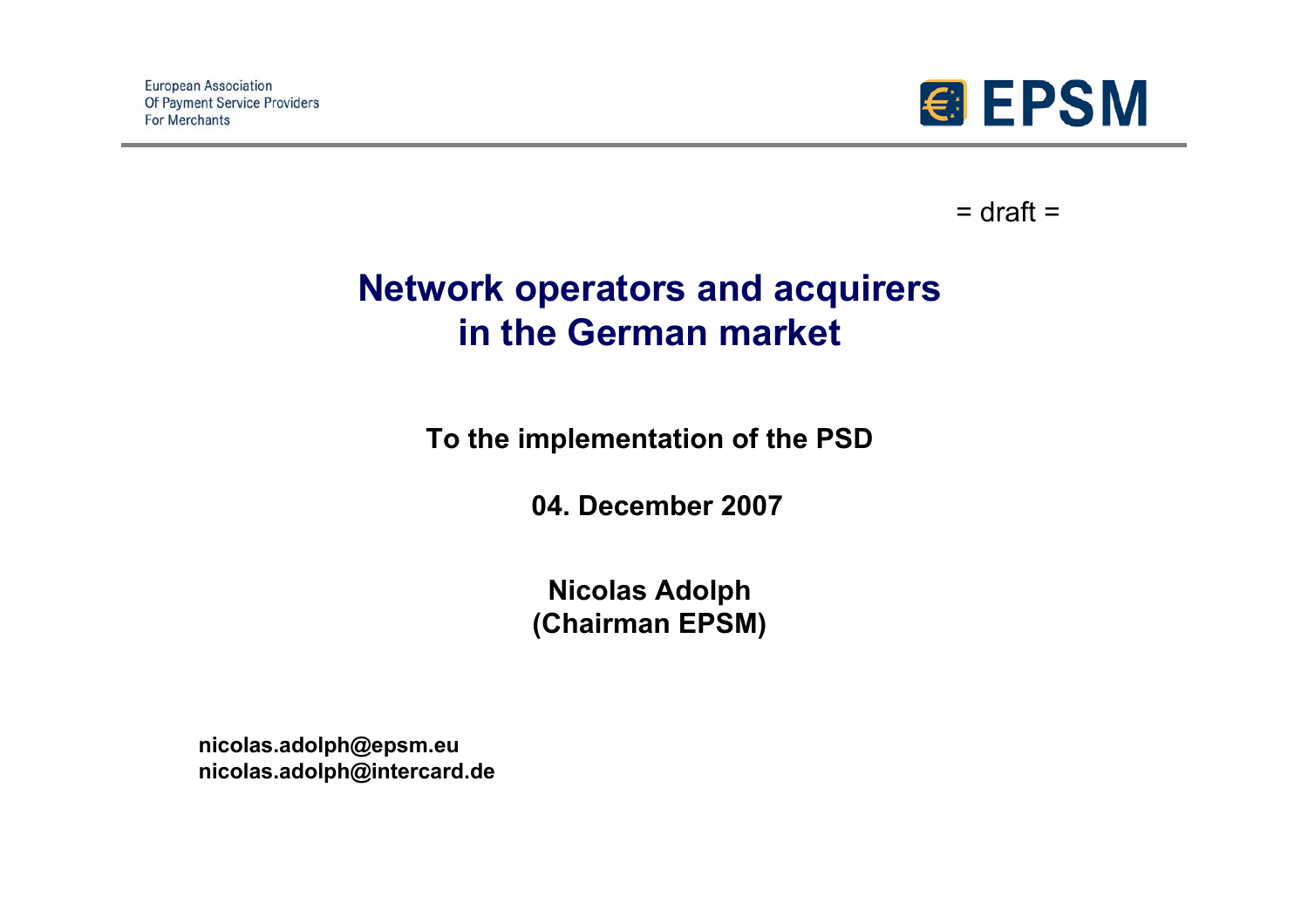European Association
Of Payment Service Providers
For Merchants

EPSM

= draft =

# Network operators and acquirers in the German market

**To the implementation of the PSD**

**04. December 2007**

**Nicolas Adolph**
**(Chairman EPSM)**

**nicolas.adolph@epsm.eu**
**nicolas.adolph@intercard.de**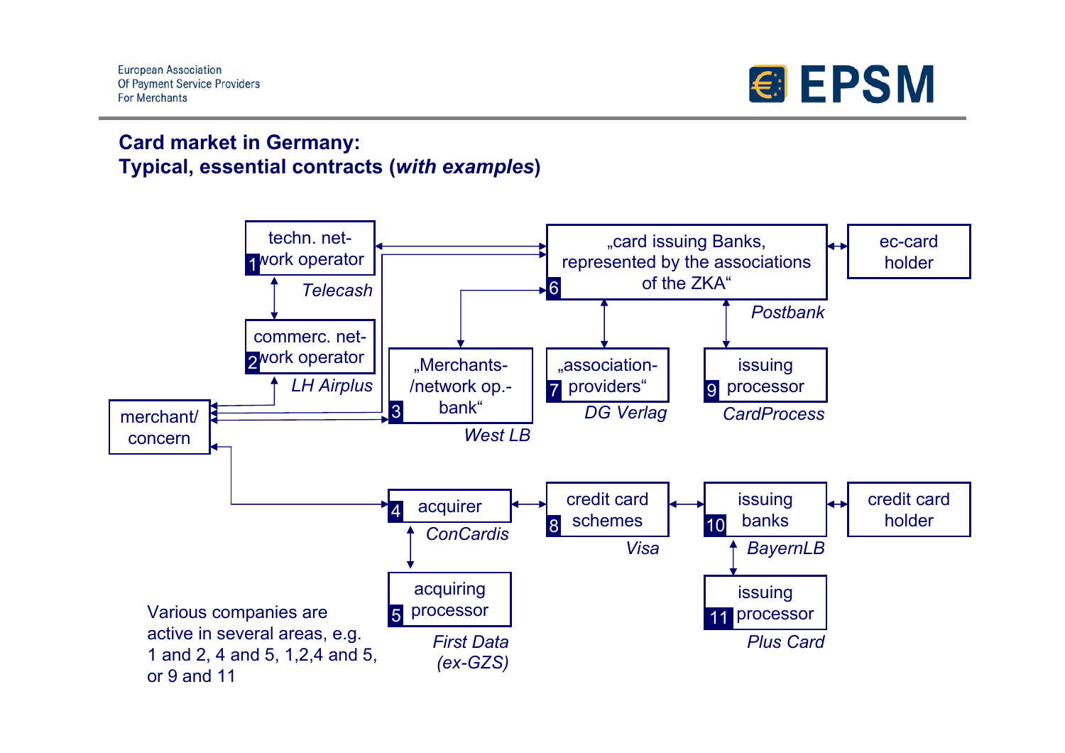## Card market in Germany:
## Typical, essential contracts (*with examples*)

1 techn. network operator — *Telecash*

2 commerc. network operator — *LH Airplus*

3 „Merchants-/network op.-bank" — *West LB*

4 acquirer — *ConCardis*

5 acquiring processor — *First Data (ex-GZS)*

6 „card issuing Banks, represented by the associations of the ZKA" — *Postbank*

7 „association-providers" — *DG Verlag*

8 credit card schemes — *Visa*

9 issuing processor — *CardProcess*

10 issuing banks — *BayernLB*

11 issuing processor — *Plus Card*

merchant/ concern

ec-card holder

credit card holder

Various companies are active in several areas, e.g. 1 and 2, 4 and 5, 1,2,4 and 5, or 9 and 11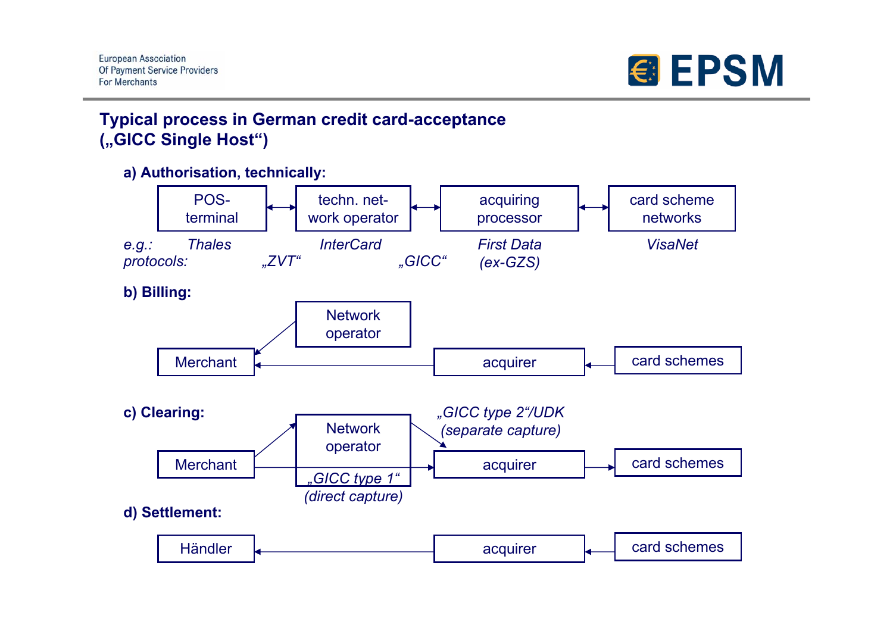## Typical process in German credit card-acceptance („GICC Single Host“)

**a) Authorisation, technically:**

POS-terminal ↔ techn. network operator ↔ acquiring processor ↔ card scheme networks

*e.g.:* *Thales* — *InterCard* — *First Data (ex-GZS)* — *VisaNet*

*protocols:* *„ZVT“* (POS-terminal ↔ techn. network operator), *„GICC“* (techn. network operator ↔ acquiring processor)

**b) Billing:**

Network operator → Merchant

card schemes → acquirer → Merchant

**c) Clearing:**

Merchant → Network operator → acquirer: *„GICC type 2“/UDK (separate capture)*

Merchant → acquirer: *„GICC type 1“ (direct capture)*

acquirer → card schemes

**d) Settlement:**

card schemes → acquirer → Händler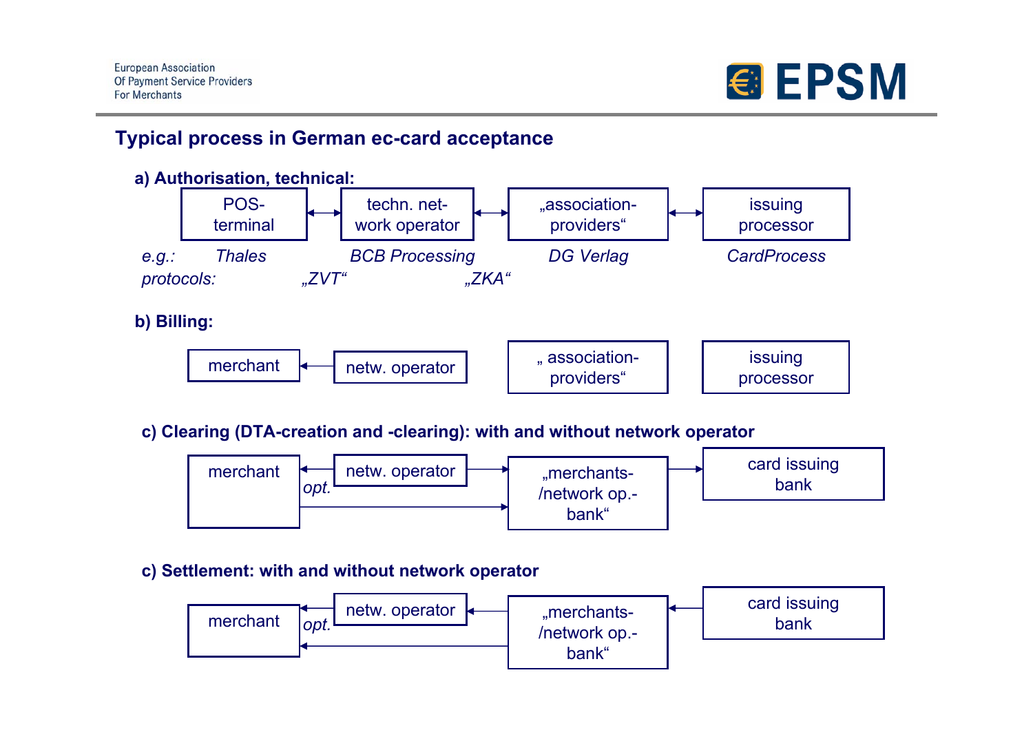## Typical process in German ec-card acceptance

### a) Authorisation, technical:

POS-terminal ↔ techn. network operator ↔ „association-providers“ ↔ issuing processor

| | POS-terminal | | techn. network operator | | „association-providers“ | issuing processor |
|---|---|---|---|---|---|---|
| *e.g.:* | *Thales* | | *BCB Processing* | | *DG Verlag* | *CardProcess* |
| *protocols:* | | *„ZVT“* | | *„ZKA“* | | |

### b) Billing:

merchant ← netw. operator

„ association-providers“

issuing processor

### c) Clearing (DTA-creation and -clearing): with and without network operator

merchant ← netw. operator → „merchants-/network op.-bank“ → card issuing bank

merchant → „merchants-/network op.-bank“ (*opt.*)

### c) Settlement: with and without network operator

card issuing bank → „merchants-/network op.-bank“ → netw. operator → merchant

„merchants-/network op.-bank“ → merchant (*opt.*)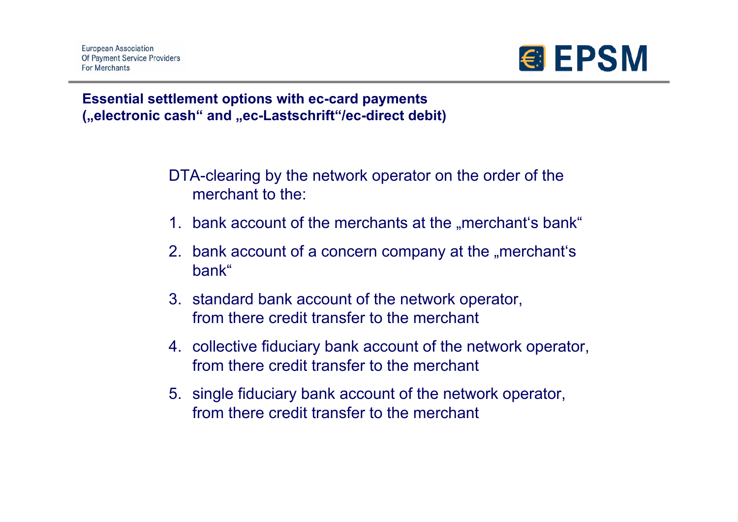## Essential settlement options with ec-card payments („electronic cash“ and „ec-Lastschrift“/ec-direct debit)

DTA-clearing by the network operator on the order of the merchant to the:

1. bank account of the merchants at the „merchant‘s bank“
2. bank account of a concern company at the „merchant‘s bank“
3. standard bank account of the network operator, from there credit transfer to the merchant
4. collective fiduciary bank account of the network operator, from there credit transfer to the merchant
5. single fiduciary bank account of the network operator, from there credit transfer to the merchant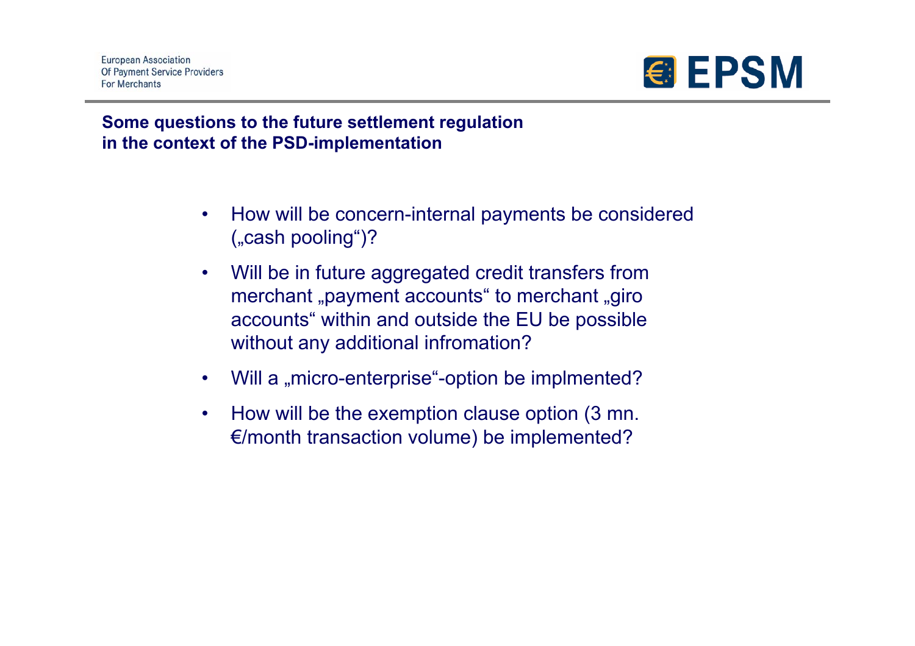**Some questions to the future settlement regulation in the context of the PSD-implementation**

- How will be concern-internal payments be considered („cash pooling“)?
- Will be in future aggregated credit transfers from merchant „payment accounts“ to merchant „giro accounts“ within and outside the EU be possible without any additional infromation?
- Will a „micro-enterprise“-option be implmented?
- How will be the exemption clause option (3 mn. €/month transaction volume) be implemented?